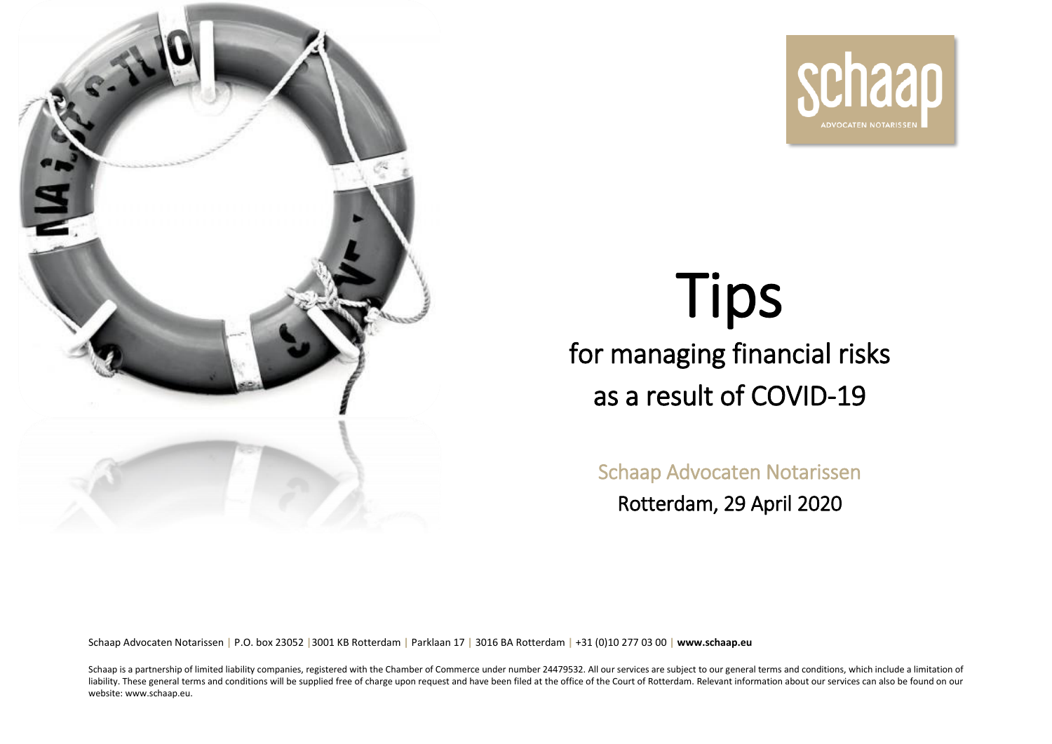# Tips

## for managing financial risks as a result of COVID-19

Schaap Advocaten Notarissen

Rotterdam, 29 April 2020

Schaap Advocaten Notarissen | P.O. box 23052 | 3001 KB Rotterdam | Parklaan 17 | 3016 BA Rotterdam | +31 (0)10 277 03 00 | **www.schaap.eu**

Schaap is a partnership of limited liability companies, registered with the Chamber of Commerce under number 24479532. All our services are subject to our general terms and conditions, which include a limitation of liability. These general terms and conditions will be supplied free of charge upon request and have been filed at the office of the Court of Rotterdam. Relevant information about our services can also be found on our website: www.schaap.eu.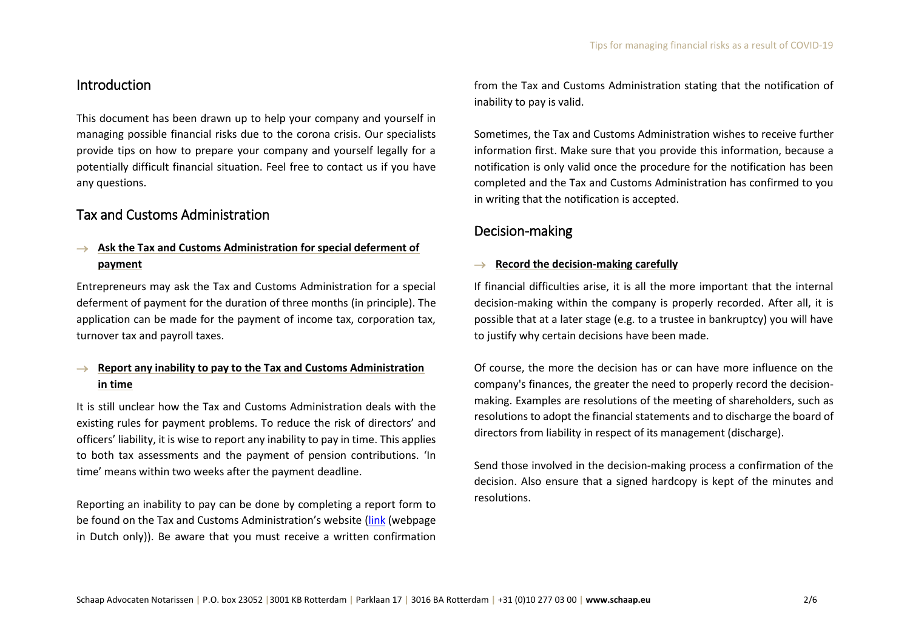## Introduction

This document has been drawn up to help your company and yourself in managing possible financial risks due to the corona crisis. Our specialists provide tips on how to prepare your company and yourself legally for a potentially difficult financial situation. Feel free to contact us if you have any questions.

## Tax and Customs Administration

### → Ask the Tax and Customs Administration for special deferment of payment

Entrepreneurs may ask the Tax and Customs Administration for a special deferment of payment for the duration of three months (in principle). The application can be made for the payment of income tax, corporation tax, turnover tax and payroll taxes.

### → Report any inability to pay to the Tax and Customs Administration in time

It is still unclear how the Tax and Customs Administration deals with the existing rules for payment problems. To reduce the risk of directors' and officers' liability, it is wise to report any inability to pay in time. This applies to both tax assessments and the payment of pension contributions. 'In time' means within two weeks after the payment deadline.

Reporting an inability to pay can be done by completing a report form to be found on the Tax and Customs Administration's website (link (webpage in Dutch only)). Be aware that you must receive a written confirmation from the Tax and Customs Administration stating that the notification of inability to pay is valid.

Sometimes, the Tax and Customs Administration wishes to receive further information first. Make sure that you provide this information, because a notification is only valid once the procedure for the notification has been completed and the Tax and Customs Administration has confirmed to you in writing that the notification is accepted.

## Decision-making

### → Record the decision-making carefully

If financial difficulties arise, it is all the more important that the internal decision-making within the company is properly recorded. After all, it is possible that at a later stage (e.g. to a trustee in bankruptcy) you will have to justify why certain decisions have been made.

Of course, the more the decision has or can have more influence on the company's finances, the greater the need to properly record the decision-making. Examples are resolutions of the meeting of shareholders, such as resolutions to adopt the financial statements and to discharge the board of directors from liability in respect of its management (discharge).

Send those involved in the decision-making process a confirmation of the decision. Also ensure that a signed hardcopy is kept of the minutes and resolutions.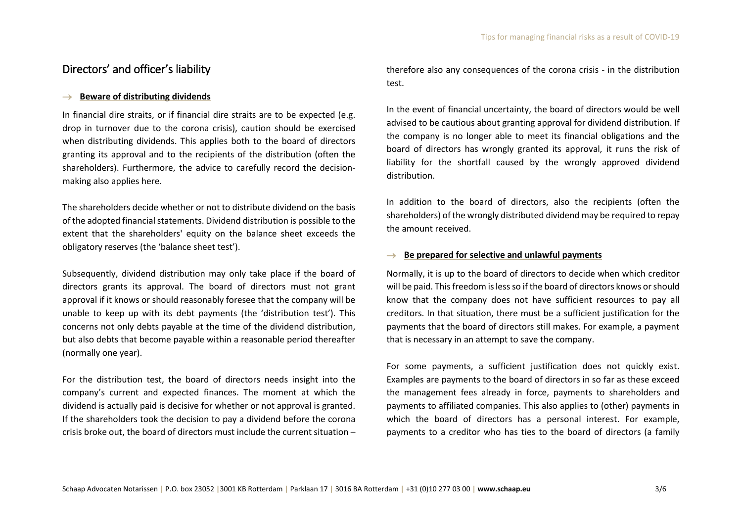## Directors' and officer's liability

→ **Beware of distributing dividends**

In financial dire straits, or if financial dire straits are to be expected (e.g. drop in turnover due to the corona crisis), caution should be exercised when distributing dividends. This applies both to the board of directors granting its approval and to the recipients of the distribution (often the shareholders). Furthermore, the advice to carefully record the decision-making also applies here.

The shareholders decide whether or not to distribute dividend on the basis of the adopted financial statements. Dividend distribution is possible to the extent that the shareholders' equity on the balance sheet exceeds the obligatory reserves (the 'balance sheet test').

Subsequently, dividend distribution may only take place if the board of directors grants its approval. The board of directors must not grant approval if it knows or should reasonably foresee that the company will be unable to keep up with its debt payments (the 'distribution test'). This concerns not only debts payable at the time of the dividend distribution, but also debts that become payable within a reasonable period thereafter (normally one year).

For the distribution test, the board of directors needs insight into the company's current and expected finances. The moment at which the dividend is actually paid is decisive for whether or not approval is granted. If the shareholders took the decision to pay a dividend before the corona crisis broke out, the board of directors must include the current situation – therefore also any consequences of the corona crisis - in the distribution test.

In the event of financial uncertainty, the board of directors would be well advised to be cautious about granting approval for dividend distribution. If the company is no longer able to meet its financial obligations and the board of directors has wrongly granted its approval, it runs the risk of liability for the shortfall caused by the wrongly approved dividend distribution.

In addition to the board of directors, also the recipients (often the shareholders) of the wrongly distributed dividend may be required to repay the amount received.

→ **Be prepared for selective and unlawful payments**

Normally, it is up to the board of directors to decide when which creditor will be paid. This freedom is less so if the board of directors knows or should know that the company does not have sufficient resources to pay all creditors. In that situation, there must be a sufficient justification for the payments that the board of directors still makes. For example, a payment that is necessary in an attempt to save the company.

For some payments, a sufficient justification does not quickly exist. Examples are payments to the board of directors in so far as these exceed the management fees already in force, payments to shareholders and payments to affiliated companies. This also applies to (other) payments in which the board of directors has a personal interest. For example, payments to a creditor who has ties to the board of directors (a family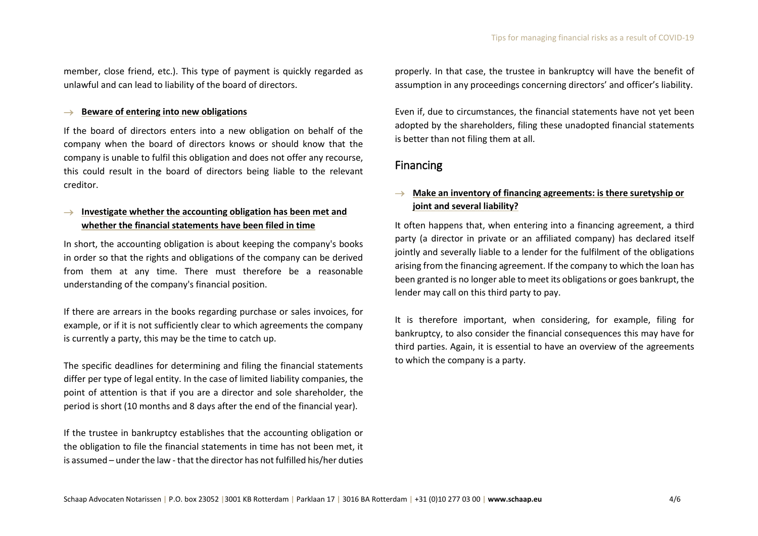member, close friend, etc.). This type of payment is quickly regarded as unlawful and can lead to liability of the board of directors.

→ **Beware of entering into new obligations**

If the board of directors enters into a new obligation on behalf of the company when the board of directors knows or should know that the company is unable to fulfil this obligation and does not offer any recourse, this could result in the board of directors being liable to the relevant creditor.

→ **Investigate whether the accounting obligation has been met and whether the financial statements have been filed in time**

In short, the accounting obligation is about keeping the company's books in order so that the rights and obligations of the company can be derived from them at any time. There must therefore be a reasonable understanding of the company's financial position.

If there are arrears in the books regarding purchase or sales invoices, for example, or if it is not sufficiently clear to which agreements the company is currently a party, this may be the time to catch up.

The specific deadlines for determining and filing the financial statements differ per type of legal entity. In the case of limited liability companies, the point of attention is that if you are a director and sole shareholder, the period is short (10 months and 8 days after the end of the financial year).

If the trustee in bankruptcy establishes that the accounting obligation or the obligation to file the financial statements in time has not been met, it is assumed – under the law - that the director has not fulfilled his/her duties properly. In that case, the trustee in bankruptcy will have the benefit of assumption in any proceedings concerning directors' and officer's liability.

Even if, due to circumstances, the financial statements have not yet been adopted by the shareholders, filing these unadopted financial statements is better than not filing them at all.

## Financing

→ **Make an inventory of financing agreements: is there suretyship or joint and several liability?**

It often happens that, when entering into a financing agreement, a third party (a director in private or an affiliated company) has declared itself jointly and severally liable to a lender for the fulfilment of the obligations arising from the financing agreement. If the company to which the loan has been granted is no longer able to meet its obligations or goes bankrupt, the lender may call on this third party to pay.

It is therefore important, when considering, for example, filing for bankruptcy, to also consider the financial consequences this may have for third parties. Again, it is essential to have an overview of the agreements to which the company is a party.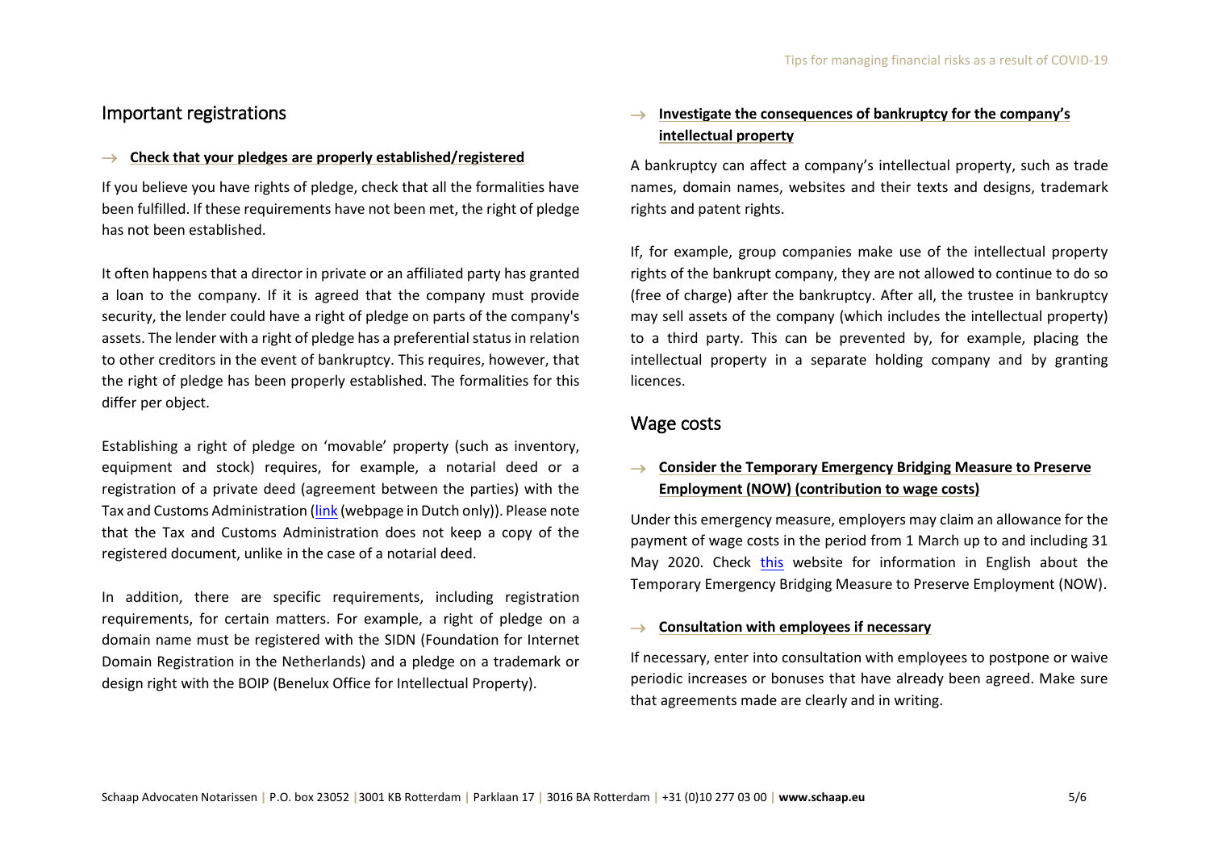## Important registrations

### → Check that your pledges are properly established/registered

If you believe you have rights of pledge, check that all the formalities have been fulfilled. If these requirements have not been met, the right of pledge has not been established.

It often happens that a director in private or an affiliated party has granted a loan to the company. If it is agreed that the company must provide security, the lender could have a right of pledge on parts of the company's assets. The lender with a right of pledge has a preferential status in relation to other creditors in the event of bankruptcy. This requires, however, that the right of pledge has been properly established. The formalities for this differ per object.

Establishing a right of pledge on 'movable' property (such as inventory, equipment and stock) requires, for example, a notarial deed or a registration of a private deed (agreement between the parties) with the Tax and Customs Administration (link (webpage in Dutch only)). Please note that the Tax and Customs Administration does not keep a copy of the registered document, unlike in the case of a notarial deed.

In addition, there are specific requirements, including registration requirements, for certain matters. For example, a right of pledge on a domain name must be registered with the SIDN (Foundation for Internet Domain Registration in the Netherlands) and a pledge on a trademark or design right with the BOIP (Benelux Office for Intellectual Property).

### → Investigate the consequences of bankruptcy for the company's intellectual property

A bankruptcy can affect a company's intellectual property, such as trade names, domain names, websites and their texts and designs, trademark rights and patent rights.

If, for example, group companies make use of the intellectual property rights of the bankrupt company, they are not allowed to continue to do so (free of charge) after the bankruptcy. After all, the trustee in bankruptcy may sell assets of the company (which includes the intellectual property) to a third party. This can be prevented by, for example, placing the intellectual property in a separate holding company and by granting licences.

## Wage costs

### → Consider the Temporary Emergency Bridging Measure to Preserve Employment (NOW) (contribution to wage costs)

Under this emergency measure, employers may claim an allowance for the payment of wage costs in the period from 1 March up to and including 31 May 2020. Check this website for information in English about the Temporary Emergency Bridging Measure to Preserve Employment (NOW).

### → Consultation with employees if necessary

If necessary, enter into consultation with employees to postpone or waive periodic increases or bonuses that have already been agreed. Make sure that agreements made are clearly and in writing.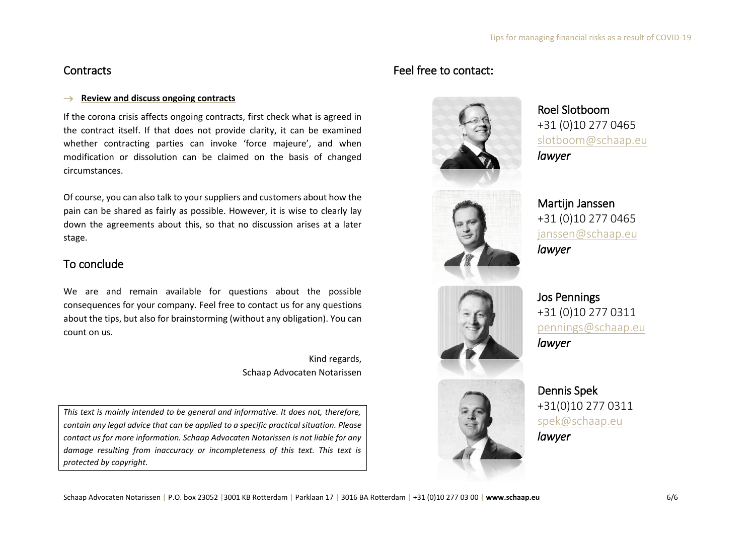## Contracts

→ **Review and discuss ongoing contracts**

If the corona crisis affects ongoing contracts, first check what is agreed in the contract itself. If that does not provide clarity, it can be examined whether contracting parties can invoke 'force majeure', and when modification or dissolution can be claimed on the basis of changed circumstances.

Of course, you can also talk to your suppliers and customers about how the pain can be shared as fairly as possible. However, it is wise to clearly lay down the agreements about this, so that no discussion arises at a later stage.

## To conclude

We are and remain available for questions about the possible consequences for your company. Feel free to contact us for any questions about the tips, but also for brainstorming (without any obligation). You can count on us.

Kind regards,
Schaap Advocaten Notarissen

*This text is mainly intended to be general and informative. It does not, therefore, contain any legal advice that can be applied to a specific practical situation. Please contact us for more information. Schaap Advocaten Notarissen is not liable for any damage resulting from inaccuracy or incompleteness of this text. This text is protected by copyright.*

## Feel free to contact:

Roel Slotboom
+31 (0)10 277 0465
slotboom@schaap.eu
*lawyer*

Martijn Janssen
+31 (0)10 277 0465
janssen@schaap.eu
*lawyer*

Jos Pennings
+31 (0)10 277 0311
pennings@schaap.eu
*lawyer*

Dennis Spek
+31(0)10 277 0311
spek@schaap.eu
*lawyer*

Schaap Advocaten Notarissen | P.O. box 23052 | 3001 KB Rotterdam | Parklaan 17 | 3016 BA Rotterdam | +31 (0)10 277 03 00 | **www.schaap.eu**